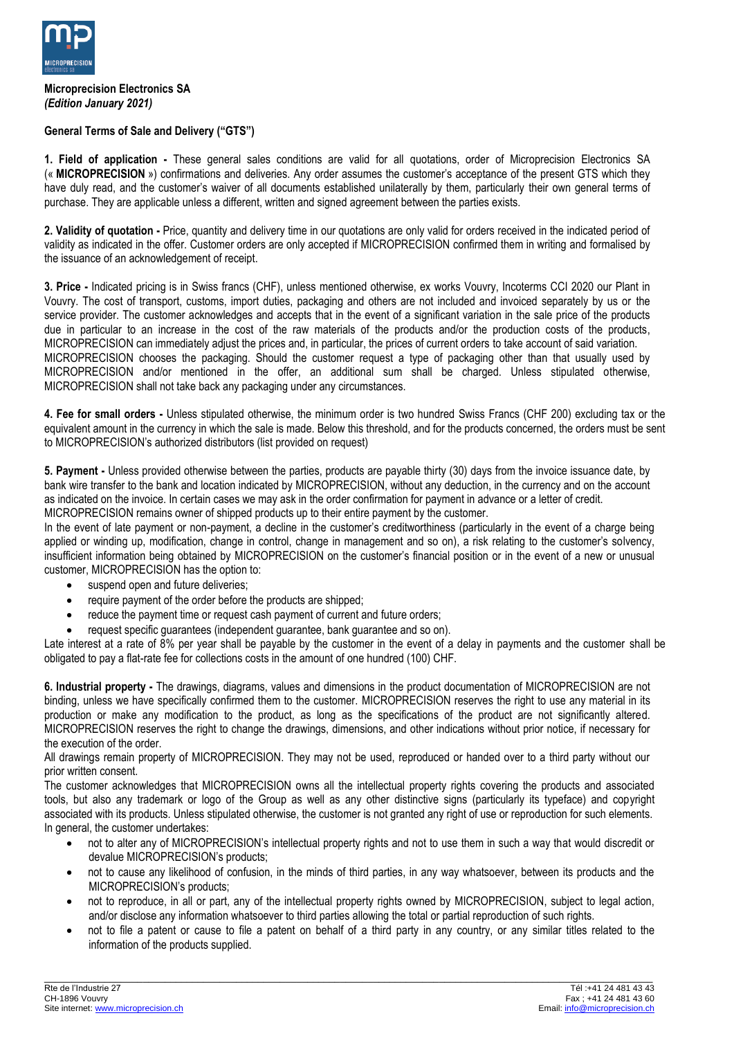**Microprecision Electronics SA**
***(Edition January 2021)***

**General Terms of Sale and Delivery ("GTS")**

**1. Field of application -** These general sales conditions are valid for all quotations, order of Microprecision Electronics SA (« **MICROPRECISION** ») confirmations and deliveries. Any order assumes the customer's acceptance of the present GTS which they have duly read, and the customer's waiver of all documents established unilaterally by them, particularly their own general terms of purchase. They are applicable unless a different, written and signed agreement between the parties exists.

**2. Validity of quotation -** Price, quantity and delivery time in our quotations are only valid for orders received in the indicated period of validity as indicated in the offer. Customer orders are only accepted if MICROPRECISION confirmed them in writing and formalised by the issuance of an acknowledgement of receipt.

**3. Price -** Indicated pricing is in Swiss francs (CHF), unless mentioned otherwise, ex works Vouvry, Incoterms CCI 2020 our Plant in Vouvry. The cost of transport, customs, import duties, packaging and others are not included and invoiced separately by us or the service provider. The customer acknowledges and accepts that in the event of a significant variation in the sale price of the products due in particular to an increase in the cost of the raw materials of the products and/or the production costs of the products, MICROPRECISION can immediately adjust the prices and, in particular, the prices of current orders to take account of said variation.
MICROPRECISION chooses the packaging. Should the customer request a type of packaging other than that usually used by MICROPRECISION and/or mentioned in the offer, an additional sum shall be charged. Unless stipulated otherwise, MICROPRECISION shall not take back any packaging under any circumstances.

**4. Fee for small orders -** Unless stipulated otherwise, the minimum order is two hundred Swiss Francs (CHF 200) excluding tax or the equivalent amount in the currency in which the sale is made. Below this threshold, and for the products concerned, the orders must be sent to MICROPRECISION's authorized distributors (list provided on request)

**5. Payment -** Unless provided otherwise between the parties, products are payable thirty (30) days from the invoice issuance date, by bank wire transfer to the bank and location indicated by MICROPRECISION, without any deduction, in the currency and on the account as indicated on the invoice. In certain cases we may ask in the order confirmation for payment in advance or a letter of credit.
MICROPRECISION remains owner of shipped products up to their entire payment by the customer.
In the event of late payment or non-payment, a decline in the customer's creditworthiness (particularly in the event of a charge being applied or winding up, modification, change in control, change in management and so on), a risk relating to the customer's solvency, insufficient information being obtained by MICROPRECISION on the customer's financial position or in the event of a new or unusual customer, MICROPRECISION has the option to:

- suspend open and future deliveries;
- require payment of the order before the products are shipped;
- reduce the payment time or request cash payment of current and future orders;
- request specific guarantees (independent guarantee, bank guarantee and so on).

Late interest at a rate of 8% per year shall be payable by the customer in the event of a delay in payments and the customer shall be obligated to pay a flat-rate fee for collections costs in the amount of one hundred (100) CHF.

**6. Industrial property -** The drawings, diagrams, values and dimensions in the product documentation of MICROPRECISION are not binding, unless we have specifically confirmed them to the customer. MICROPRECISION reserves the right to use any material in its production or make any modification to the product, as long as the specifications of the product are not significantly altered. MICROPRECISION reserves the right to change the drawings, dimensions, and other indications without prior notice, if necessary for the execution of the order.
All drawings remain property of MICROPRECISION. They may not be used, reproduced or handed over to a third party without our prior written consent.
The customer acknowledges that MICROPRECISION owns all the intellectual property rights covering the products and associated tools, but also any trademark or logo of the Group as well as any other distinctive signs (particularly its typeface) and copyright associated with its products. Unless stipulated otherwise, the customer is not granted any right of use or reproduction for such elements.
In general, the customer undertakes:

- not to alter any of MICROPRECISION's intellectual property rights and not to use them in such a way that would discredit or devalue MICROPRECISION's products;
- not to cause any likelihood of confusion, in the minds of third parties, in any way whatsoever, between its products and the MICROPRECISION's products;
- not to reproduce, in all or part, any of the intellectual property rights owned by MICROPRECISION, subject to legal action, and/or disclose any information whatsoever to third parties allowing the total or partial reproduction of such rights.
- not to file a patent or cause to file a patent on behalf of a third party in any country, or any similar titles related to the information of the products supplied.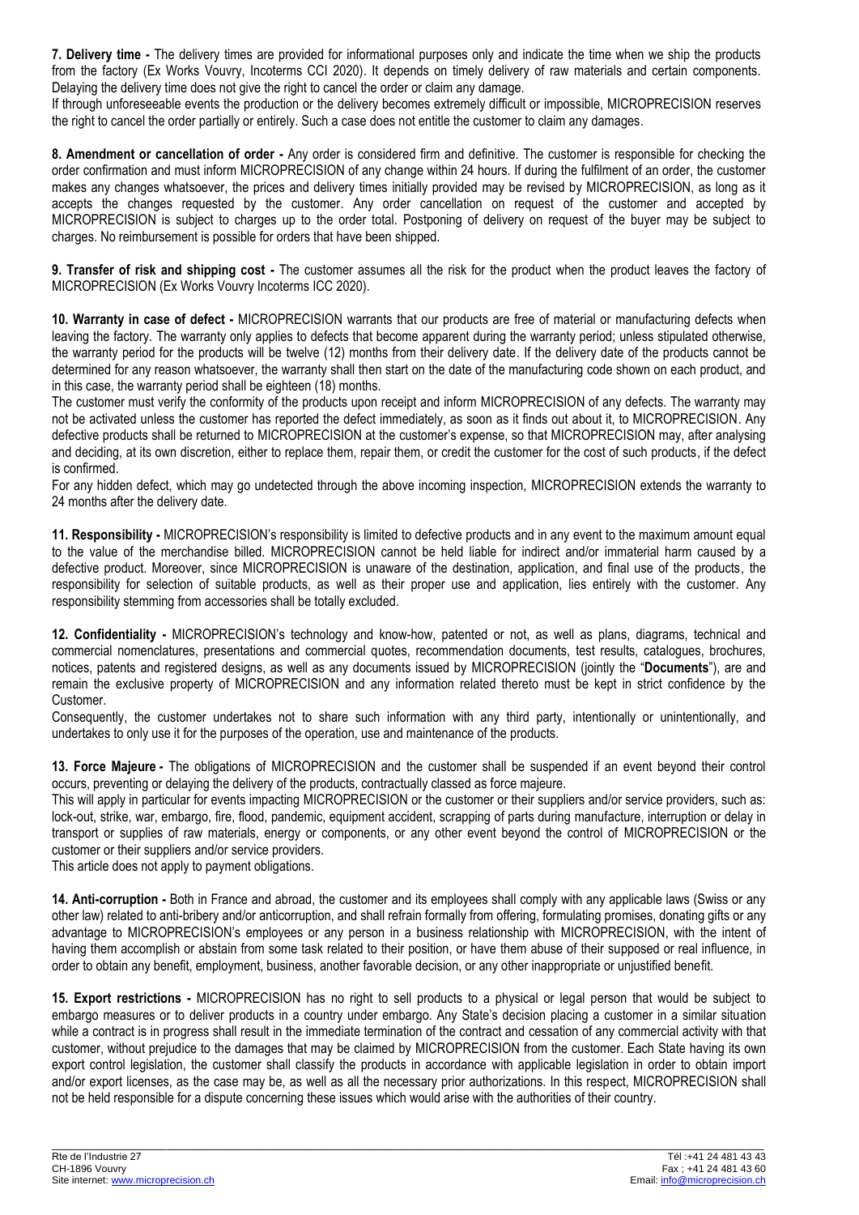**7. Delivery time -** The delivery times are provided for informational purposes only and indicate the time when we ship the products from the factory (Ex Works Vouvry, Incoterms CCI 2020). It depends on timely delivery of raw materials and certain components. Delaying the delivery time does not give the right to cancel the order or claim any damage.

If through unforeseeable events the production or the delivery becomes extremely difficult or impossible, MICROPRECISION reserves the right to cancel the order partially or entirely. Such a case does not entitle the customer to claim any damages.

**8. Amendment or cancellation of order -** Any order is considered firm and definitive. The customer is responsible for checking the order confirmation and must inform MICROPRECISION of any change within 24 hours. If during the fulfilment of an order, the customer makes any changes whatsoever, the prices and delivery times initially provided may be revised by MICROPRECISION, as long as it accepts the changes requested by the customer. Any order cancellation on request of the customer and accepted by MICROPRECISION is subject to charges up to the order total. Postponing of delivery on request of the buyer may be subject to charges. No reimbursement is possible for orders that have been shipped.

**9. Transfer of risk and shipping cost -** The customer assumes all the risk for the product when the product leaves the factory of MICROPRECISION (Ex Works Vouvry Incoterms ICC 2020).

**10. Warranty in case of defect -** MICROPRECISION warrants that our products are free of material or manufacturing defects when leaving the factory. The warranty only applies to defects that become apparent during the warranty period; unless stipulated otherwise, the warranty period for the products will be twelve (12) months from their delivery date. If the delivery date of the products cannot be determined for any reason whatsoever, the warranty shall then start on the date of the manufacturing code shown on each product, and in this case, the warranty period shall be eighteen (18) months.

The customer must verify the conformity of the products upon receipt and inform MICROPRECISION of any defects. The warranty may not be activated unless the customer has reported the defect immediately, as soon as it finds out about it, to MICROPRECISION. Any defective products shall be returned to MICROPRECISION at the customer's expense, so that MICROPRECISION may, after analysing and deciding, at its own discretion, either to replace them, repair them, or credit the customer for the cost of such products, if the defect is confirmed.

For any hidden defect, which may go undetected through the above incoming inspection, MICROPRECISION extends the warranty to 24 months after the delivery date.

**11. Responsibility -** MICROPRECISION's responsibility is limited to defective products and in any event to the maximum amount equal to the value of the merchandise billed. MICROPRECISION cannot be held liable for indirect and/or immaterial harm caused by a defective product. Moreover, since MICROPRECISION is unaware of the destination, application, and final use of the products, the responsibility for selection of suitable products, as well as their proper use and application, lies entirely with the customer. Any responsibility stemming from accessories shall be totally excluded.

**12. Confidentiality -** MICROPRECISION's technology and know-how, patented or not, as well as plans, diagrams, technical and commercial nomenclatures, presentations and commercial quotes, recommendation documents, test results, catalogues, brochures, notices, patents and registered designs, as well as any documents issued by MICROPRECISION (jointly the "**Documents**"), are and remain the exclusive property of MICROPRECISION and any information related thereto must be kept in strict confidence by the Customer.

Consequently, the customer undertakes not to share such information with any third party, intentionally or unintentionally, and undertakes to only use it for the purposes of the operation, use and maintenance of the products.

**13. Force Majeure -** The obligations of MICROPRECISION and the customer shall be suspended if an event beyond their control occurs, preventing or delaying the delivery of the products, contractually classed as force majeure.

This will apply in particular for events impacting MICROPRECISION or the customer or their suppliers and/or service providers, such as: lock-out, strike, war, embargo, fire, flood, pandemic, equipment accident, scrapping of parts during manufacture, interruption or delay in transport or supplies of raw materials, energy or components, or any other event beyond the control of MICROPRECISION or the customer or their suppliers and/or service providers.

This article does not apply to payment obligations.

**14. Anti-corruption -** Both in France and abroad, the customer and its employees shall comply with any applicable laws (Swiss or any other law) related to anti-bribery and/or anticorruption, and shall refrain formally from offering, formulating promises, donating gifts or any advantage to MICROPRECISION's employees or any person in a business relationship with MICROPRECISION, with the intent of having them accomplish or abstain from some task related to their position, or have them abuse of their supposed or real influence, in order to obtain any benefit, employment, business, another favorable decision, or any other inappropriate or unjustified benefit.

**15. Export restrictions -** MICROPRECISION has no right to sell products to a physical or legal person that would be subject to embargo measures or to deliver products in a country under embargo. Any State's decision placing a customer in a similar situation while a contract is in progress shall result in the immediate termination of the contract and cessation of any commercial activity with that customer, without prejudice to the damages that may be claimed by MICROPRECISION from the customer. Each State having its own export control legislation, the customer shall classify the products in accordance with applicable legislation in order to obtain import and/or export licenses, as the case may be, as well as all the necessary prior authorizations. In this respect, MICROPRECISION shall not be held responsible for a dispute concerning these issues which would arise with the authorities of their country.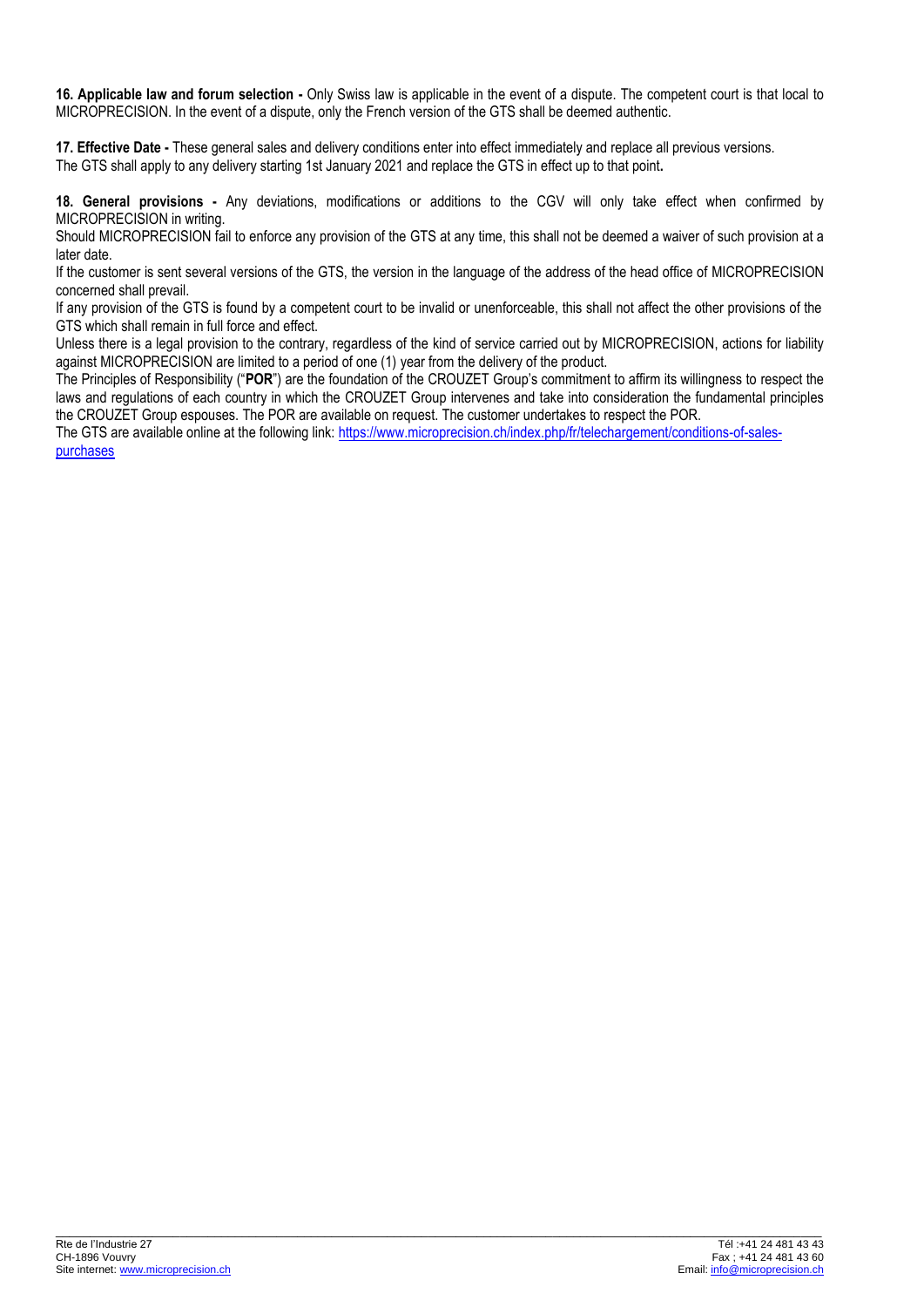**16. Applicable law and forum selection -** Only Swiss law is applicable in the event of a dispute. The competent court is that local to MICROPRECISION. In the event of a dispute, only the French version of the GTS shall be deemed authentic.

**17. Effective Date -** These general sales and delivery conditions enter into effect immediately and replace all previous versions.
The GTS shall apply to any delivery starting 1st January 2021 and replace the GTS in effect up to that point**.**

**18. General provisions -** Any deviations, modifications or additions to the CGV will only take effect when confirmed by MICROPRECISION in writing.
Should MICROPRECISION fail to enforce any provision of the GTS at any time, this shall not be deemed a waiver of such provision at a later date.
If the customer is sent several versions of the GTS, the version in the language of the address of the head office of MICROPRECISION concerned shall prevail.
If any provision of the GTS is found by a competent court to be invalid or unenforceable, this shall not affect the other provisions of the GTS which shall remain in full force and effect.
Unless there is a legal provision to the contrary, regardless of the kind of service carried out by MICROPRECISION, actions for liability against MICROPRECISION are limited to a period of one (1) year from the delivery of the product.
The Principles of Responsibility ("**POR**") are the foundation of the CROUZET Group's commitment to affirm its willingness to respect the laws and regulations of each country in which the CROUZET Group intervenes and take into consideration the fundamental principles the CROUZET Group espouses. The POR are available on request. The customer undertakes to respect the POR.
The GTS are available online at the following link: [https://www.microprecision.ch/index.php/fr/telechargement/conditions-of-sales-purchases](https://www.microprecision.ch/index.php/fr/telechargement/conditions-of-sales-purchases)